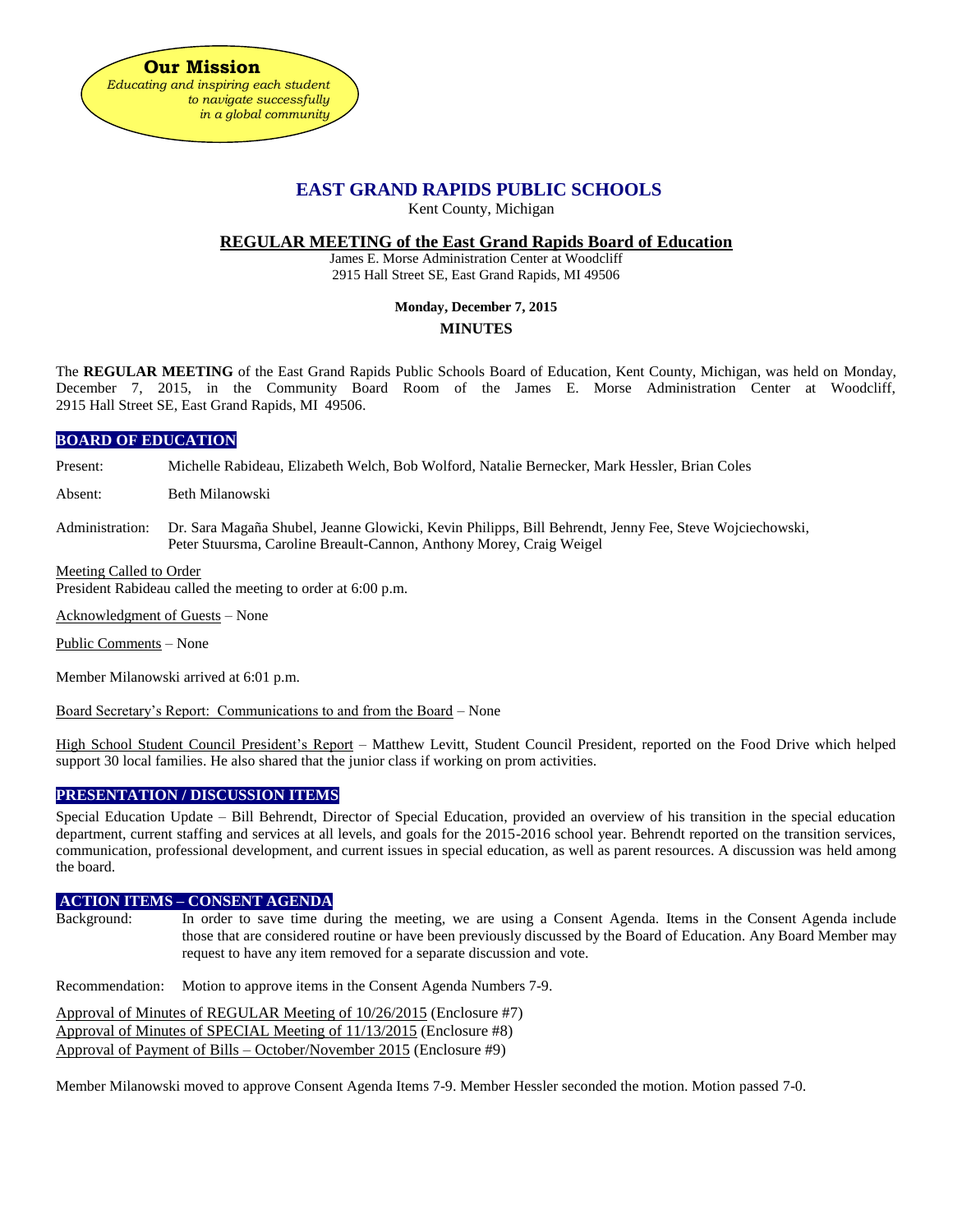**Our Mission**

*Educating and inspiring each student to navigate successfully in a global community*

# EAST GRAND RAPIDS PUBLIC SCHOOLS

Kent County, Michigan

## REGULAR MEETING of the East Grand Rapids Board of Education

James E. Morse Administration Center at Woodcliff
2915 Hall Street SE, East Grand Rapids, MI 49506

**Monday, December 7, 2015**

**MINUTES**

The **REGULAR MEETING** of the East Grand Rapids Public Schools Board of Education, Kent County, Michigan, was held on Monday, December 7, 2015, in the Community Board Room of the James E. Morse Administration Center at Woodcliff, 2915 Hall Street SE, East Grand Rapids, MI 49506.

### BOARD OF EDUCATION

Present: Michelle Rabideau, Elizabeth Welch, Bob Wolford, Natalie Bernecker, Mark Hessler, Brian Coles

Absent: Beth Milanowski

Administration: Dr. Sara Magaña Shubel, Jeanne Glowicki, Kevin Philipps, Bill Behrendt, Jenny Fee, Steve Wojciechowski, Peter Stuursma, Caroline Breault-Cannon, Anthony Morey, Craig Weigel

Meeting Called to Order
President Rabideau called the meeting to order at 6:00 p.m.

Acknowledgment of Guests – None

Public Comments – None

Member Milanowski arrived at 6:01 p.m.

Board Secretary's Report: Communications to and from the Board – None

High School Student Council President's Report – Matthew Levitt, Student Council President, reported on the Food Drive which helped support 30 local families. He also shared that the junior class if working on prom activities.

### PRESENTATION / DISCUSSION ITEMS

Special Education Update – Bill Behrendt, Director of Special Education, provided an overview of his transition in the special education department, current staffing and services at all levels, and goals for the 2015-2016 school year. Behrendt reported on the transition services, communication, professional development, and current issues in special education, as well as parent resources. A discussion was held among the board.

### ACTION ITEMS – CONSENT AGENDA

Background: In order to save time during the meeting, we are using a Consent Agenda. Items in the Consent Agenda include those that are considered routine or have been previously discussed by the Board of Education. Any Board Member may request to have any item removed for a separate discussion and vote.

Recommendation: Motion to approve items in the Consent Agenda Numbers 7-9.

Approval of Minutes of REGULAR Meeting of 10/26/2015 (Enclosure #7)
Approval of Minutes of SPECIAL Meeting of 11/13/2015 (Enclosure #8)
Approval of Payment of Bills – October/November 2015 (Enclosure #9)

Member Milanowski moved to approve Consent Agenda Items 7-9. Member Hessler seconded the motion. Motion passed 7-0.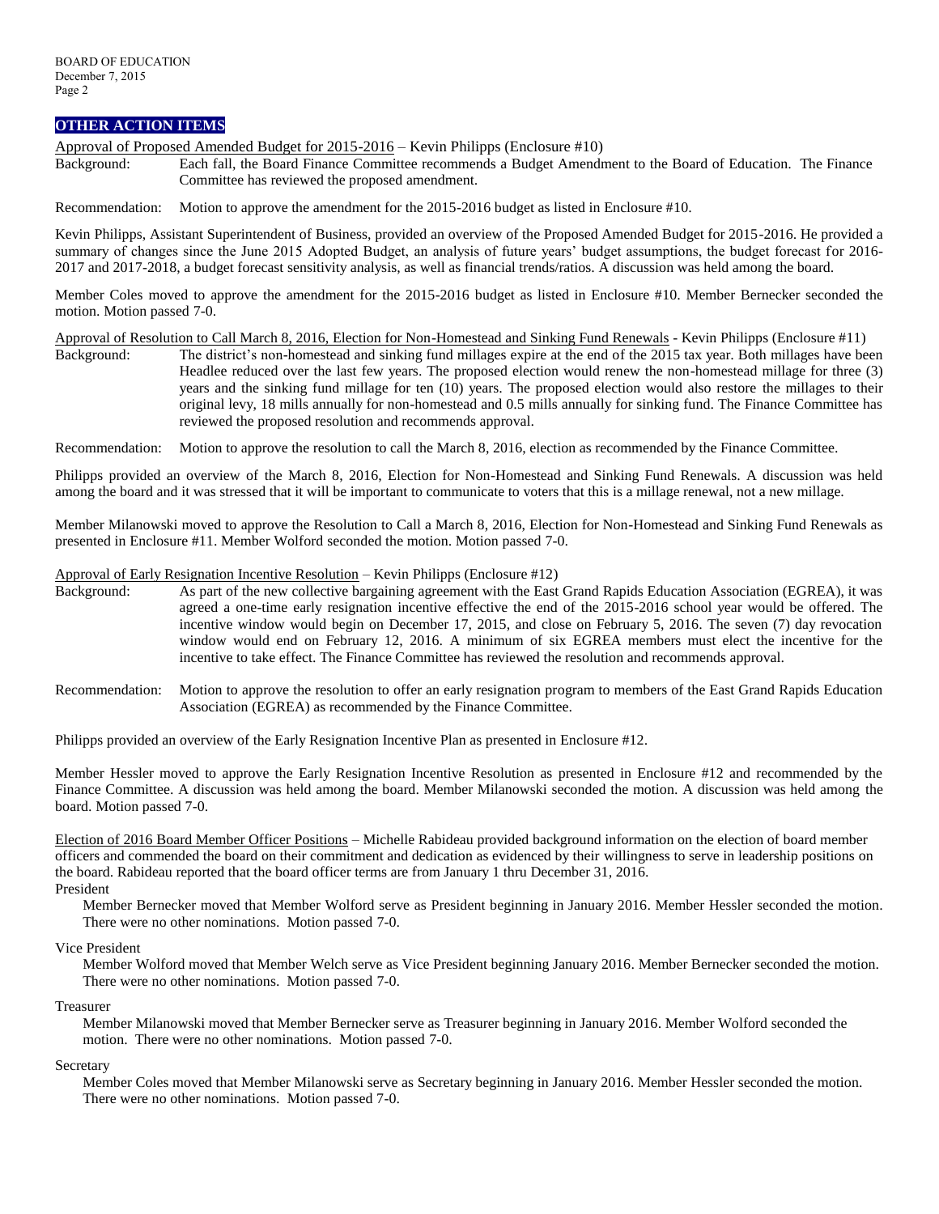## OTHER ACTION ITEMS

Approval of Proposed Amended Budget for 2015-2016 – Kevin Philipps (Enclosure #10)

Background: Each fall, the Board Finance Committee recommends a Budget Amendment to the Board of Education. The Finance Committee has reviewed the proposed amendment.

Recommendation: Motion to approve the amendment for the 2015-2016 budget as listed in Enclosure #10.

Kevin Philipps, Assistant Superintendent of Business, provided an overview of the Proposed Amended Budget for 2015-2016. He provided a summary of changes since the June 2015 Adopted Budget, an analysis of future years' budget assumptions, the budget forecast for 2016-2017 and 2017-2018, a budget forecast sensitivity analysis, as well as financial trends/ratios. A discussion was held among the board.

Member Coles moved to approve the amendment for the 2015-2016 budget as listed in Enclosure #10. Member Bernecker seconded the motion. Motion passed 7-0.

Approval of Resolution to Call March 8, 2016, Election for Non-Homestead and Sinking Fund Renewals - Kevin Philipps (Enclosure #11)

Background: The district's non-homestead and sinking fund millages expire at the end of the 2015 tax year. Both millages have been Headlee reduced over the last few years. The proposed election would renew the non-homestead millage for three (3) years and the sinking fund millage for ten (10) years. The proposed election would also restore the millages to their original levy, 18 mills annually for non-homestead and 0.5 mills annually for sinking fund. The Finance Committee has reviewed the proposed resolution and recommends approval.

Recommendation: Motion to approve the resolution to call the March 8, 2016, election as recommended by the Finance Committee.

Philipps provided an overview of the March 8, 2016, Election for Non-Homestead and Sinking Fund Renewals. A discussion was held among the board and it was stressed that it will be important to communicate to voters that this is a millage renewal, not a new millage.

Member Milanowski moved to approve the Resolution to Call a March 8, 2016, Election for Non-Homestead and Sinking Fund Renewals as presented in Enclosure #11. Member Wolford seconded the motion. Motion passed 7-0.

Approval of Early Resignation Incentive Resolution – Kevin Philipps (Enclosure #12)

Background: As part of the new collective bargaining agreement with the East Grand Rapids Education Association (EGREA), it was agreed a one-time early resignation incentive effective the end of the 2015-2016 school year would be offered. The incentive window would begin on December 17, 2015, and close on February 5, 2016. The seven (7) day revocation window would end on February 12, 2016. A minimum of six EGREA members must elect the incentive for the incentive to take effect. The Finance Committee has reviewed the resolution and recommends approval.

Recommendation: Motion to approve the resolution to offer an early resignation program to members of the East Grand Rapids Education Association (EGREA) as recommended by the Finance Committee.

Philipps provided an overview of the Early Resignation Incentive Plan as presented in Enclosure #12.

Member Hessler moved to approve the Early Resignation Incentive Resolution as presented in Enclosure #12 and recommended by the Finance Committee. A discussion was held among the board. Member Milanowski seconded the motion. A discussion was held among the board. Motion passed 7-0.

Election of 2016 Board Member Officer Positions – Michelle Rabideau provided background information on the election of board member officers and commended the board on their commitment and dedication as evidenced by their willingness to serve in leadership positions on the board. Rabideau reported that the board officer terms are from January 1 thru December 31, 2016.

President

Member Bernecker moved that Member Wolford serve as President beginning in January 2016. Member Hessler seconded the motion. There were no other nominations. Motion passed 7-0.

Vice President

Member Wolford moved that Member Welch serve as Vice President beginning January 2016. Member Bernecker seconded the motion. There were no other nominations. Motion passed 7-0.

Treasurer

Member Milanowski moved that Member Bernecker serve as Treasurer beginning in January 2016. Member Wolford seconded the motion. There were no other nominations. Motion passed 7-0.

Secretary

Member Coles moved that Member Milanowski serve as Secretary beginning in January 2016. Member Hessler seconded the motion. There were no other nominations. Motion passed 7-0.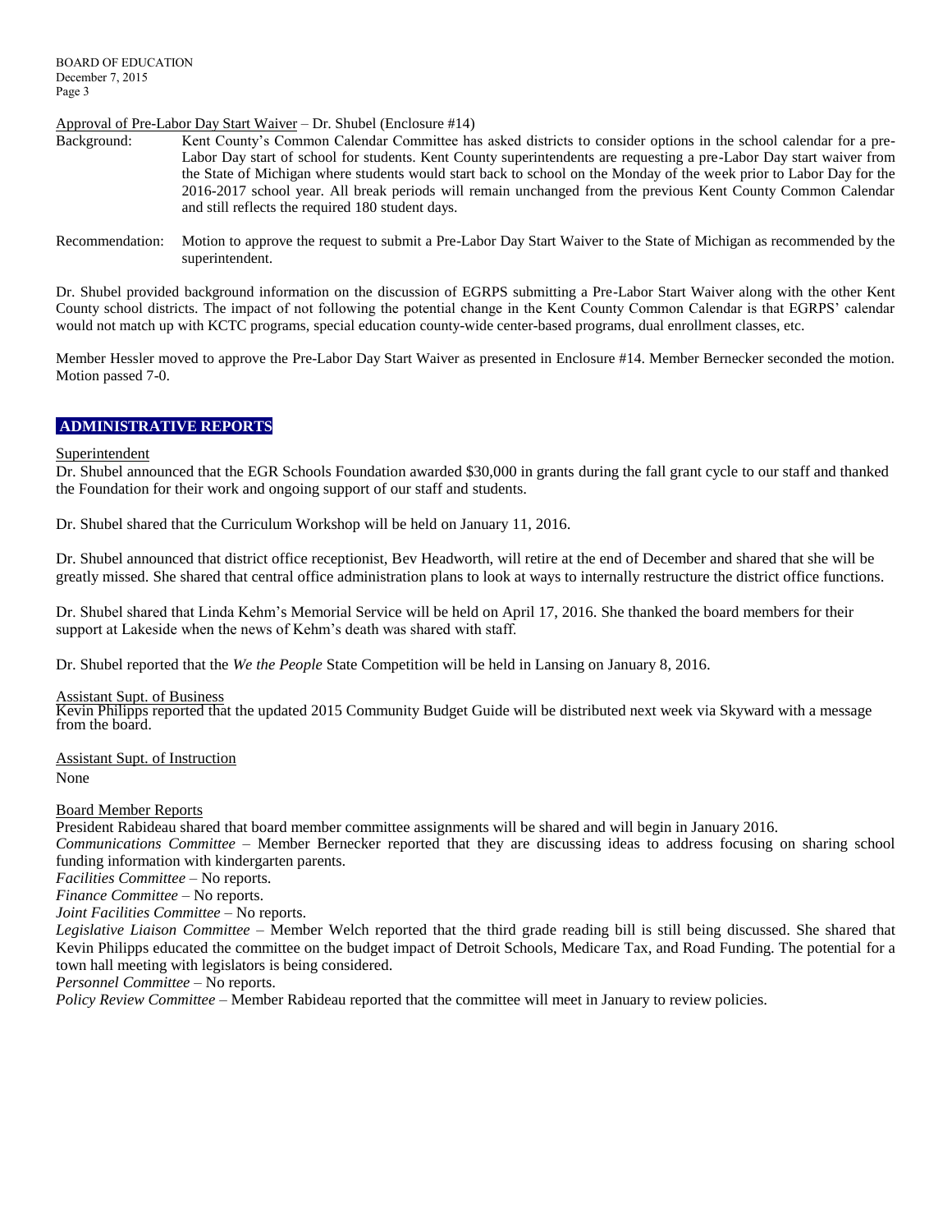Approval of Pre-Labor Day Start Waiver – Dr. Shubel (Enclosure #14)

Background: Kent County's Common Calendar Committee has asked districts to consider options in the school calendar for a pre-Labor Day start of school for students. Kent County superintendents are requesting a pre-Labor Day start waiver from the State of Michigan where students would start back to school on the Monday of the week prior to Labor Day for the 2016-2017 school year. All break periods will remain unchanged from the previous Kent County Common Calendar and still reflects the required 180 student days.

Recommendation: Motion to approve the request to submit a Pre-Labor Day Start Waiver to the State of Michigan as recommended by the superintendent.

Dr. Shubel provided background information on the discussion of EGRPS submitting a Pre-Labor Start Waiver along with the other Kent County school districts. The impact of not following the potential change in the Kent County Common Calendar is that EGRPS' calendar would not match up with KCTC programs, special education county-wide center-based programs, dual enrollment classes, etc.

Member Hessler moved to approve the Pre-Labor Day Start Waiver as presented in Enclosure #14. Member Bernecker seconded the motion. Motion passed 7-0.

## ADMINISTRATIVE REPORTS

Superintendent

Dr. Shubel announced that the EGR Schools Foundation awarded $30,000 in grants during the fall grant cycle to our staff and thanked the Foundation for their work and ongoing support of our staff and students.

Dr. Shubel shared that the Curriculum Workshop will be held on January 11, 2016.

Dr. Shubel announced that district office receptionist, Bev Headworth, will retire at the end of December and shared that she will be greatly missed. She shared that central office administration plans to look at ways to internally restructure the district office functions.

Dr. Shubel shared that Linda Kehm's Memorial Service will be held on April 17, 2016. She thanked the board members for their support at Lakeside when the news of Kehm's death was shared with staff.

Dr. Shubel reported that the *We the People* State Competition will be held in Lansing on January 8, 2016.

Assistant Supt. of Business

Kevin Philipps reported that the updated 2015 Community Budget Guide will be distributed next week via Skyward with a message from the board.

Assistant Supt. of Instruction

None

Board Member Reports

President Rabideau shared that board member committee assignments will be shared and will begin in January 2016.

*Communications Committee* – Member Bernecker reported that they are discussing ideas to address focusing on sharing school funding information with kindergarten parents.

*Facilities Committee* – No reports.

*Finance Committee* – No reports.

*Joint Facilities Committee* – No reports.

*Legislative Liaison Committee* – Member Welch reported that the third grade reading bill is still being discussed. She shared that Kevin Philipps educated the committee on the budget impact of Detroit Schools, Medicare Tax, and Road Funding. The potential for a town hall meeting with legislators is being considered.

*Personnel Committee* – No reports.

*Policy Review Committee* – Member Rabideau reported that the committee will meet in January to review policies.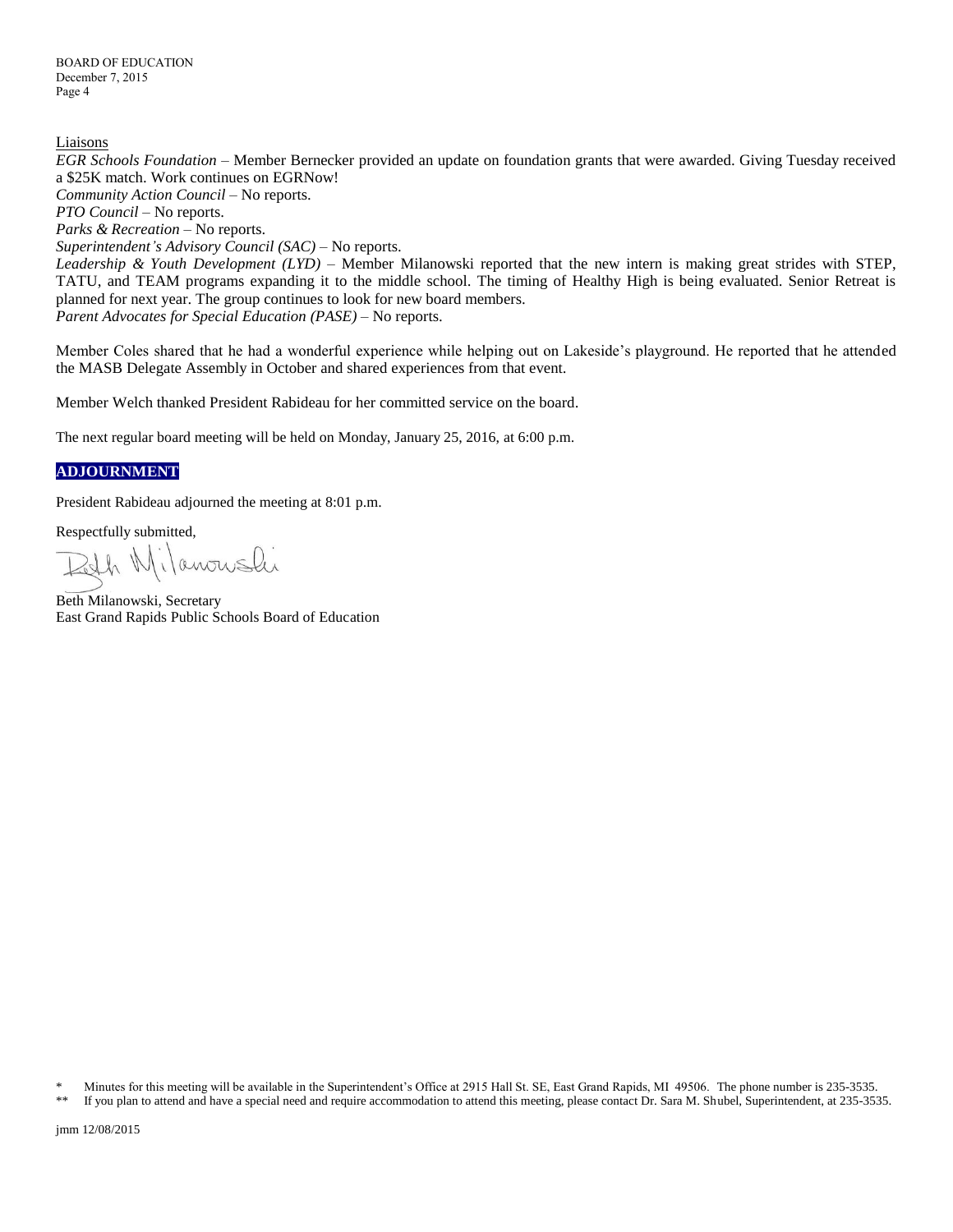Liaisons

*EGR Schools Foundation* – Member Bernecker provided an update on foundation grants that were awarded. Giving Tuesday received a $25K match. Work continues on EGRNow!

*Community Action Council* – No reports.

*PTO Council* – No reports.

*Parks & Recreation* – No reports.

*Superintendent's Advisory Council (SAC)* – No reports.

*Leadership & Youth Development (LYD)* – Member Milanowski reported that the new intern is making great strides with STEP, TATU, and TEAM programs expanding it to the middle school. The timing of Healthy High is being evaluated. Senior Retreat is planned for next year. The group continues to look for new board members.

*Parent Advocates for Special Education (PASE)* – No reports.

Member Coles shared that he had a wonderful experience while helping out on Lakeside's playground. He reported that he attended the MASB Delegate Assembly in October and shared experiences from that event.

Member Welch thanked President Rabideau for her committed service on the board.

The next regular board meeting will be held on Monday, January 25, 2016, at 6:00 p.m.

**ADJOURNMENT**

President Rabideau adjourned the meeting at 8:01 p.m.

Respectfully submitted,

Beth Milanowski

Beth Milanowski, Secretary
East Grand Rapids Public Schools Board of Education

\* Minutes for this meeting will be available in the Superintendent's Office at 2915 Hall St. SE, East Grand Rapids, MI 49506. The phone number is 235-3535.

\*\* If you plan to attend and have a special need and require accommodation to attend this meeting, please contact Dr. Sara M. Shubel, Superintendent, at 235-3535.

jmm 12/08/2015